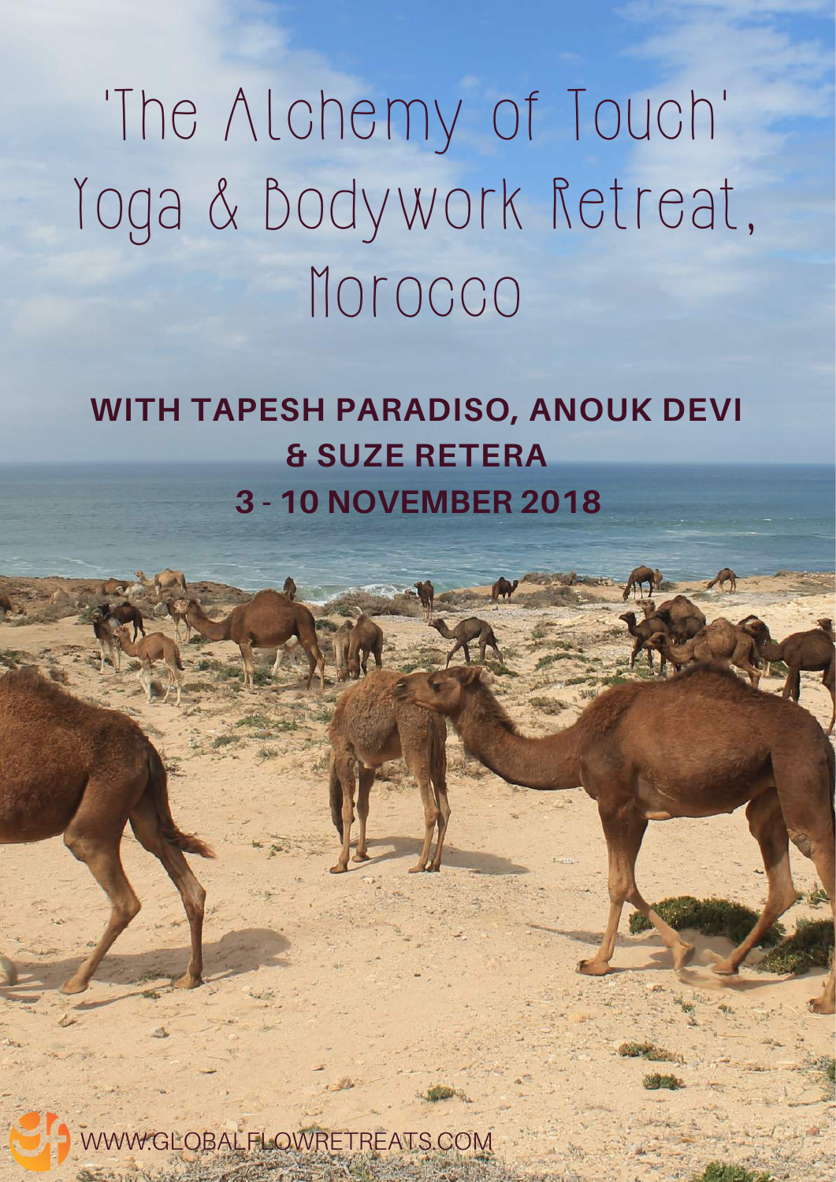# 'The Alchemy of Touch' Yoga & Bodywork Retreat, Morocco

**WITH TAPESH PARADISO, ANOUK DEVI & SUZE RETERA**

**3 - 10 NOVEMBER 2018**

WWW.GLOBALFLOWRETREATS.COM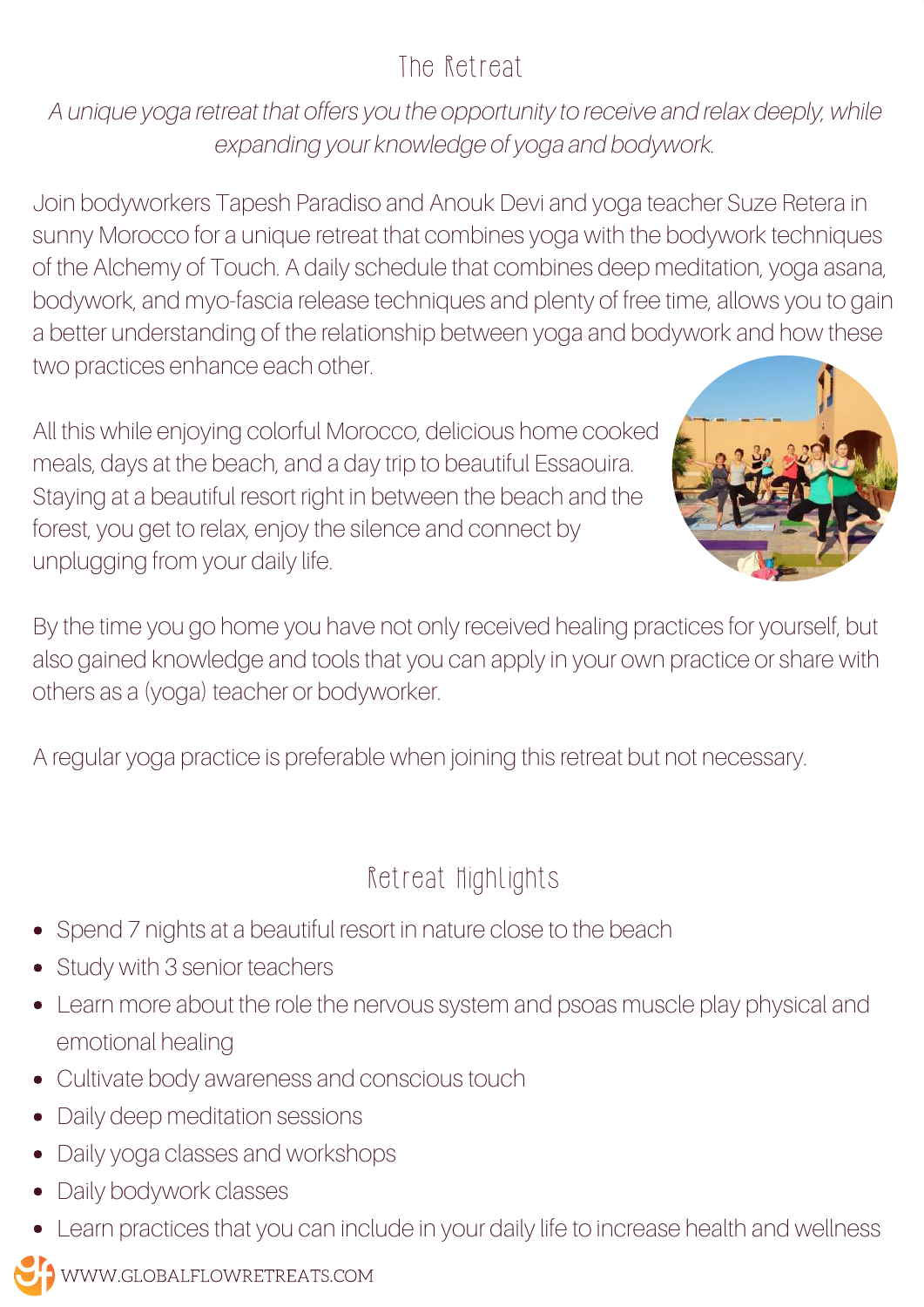## The Retreat

*A unique yoga retreat that offers you the opportunity to receive and relax deeply, while expanding your knowledge of yoga and bodywork.*

Join bodyworkers Tapesh Paradiso and Anouk Devi and yoga teacher Suze Retera in sunny Morocco for a unique retreat that combines yoga with the bodywork techniques of the Alchemy of Touch. A daily schedule that combines deep meditation, yoga asana, bodywork, and myo-fascia release techniques and plenty of free time, allows you to gain a better understanding of the relationship between yoga and bodywork and how these two practices enhance each other.

All this while enjoying colorful Morocco, delicious home cooked meals, days at the beach, and a day trip to beautiful Essaouira. Staying at a beautiful resort right in between the beach and the forest, you get to relax, enjoy the silence and connect by unplugging from your daily life.

By the time you go home you have not only received healing practices for yourself, but also gained knowledge and tools that you can apply in your own practice or share with others as a (yoga) teacher or bodyworker.

A regular yoga practice is preferable when joining this retreat but not necessary.

## Retreat Highlights

- Spend 7 nights at a beautiful resort in nature close to the beach
- Study with 3 senior teachers
- Learn more about the role the nervous system and psoas muscle play physical and emotional healing
- Cultivate body awareness and conscious touch
- Daily deep meditation sessions
- Daily yoga classes and workshops
- Daily bodywork classes
- Learn practices that you can include in your daily life to increase health and wellness

WWW.GLOBALFLOWRETREATS.COM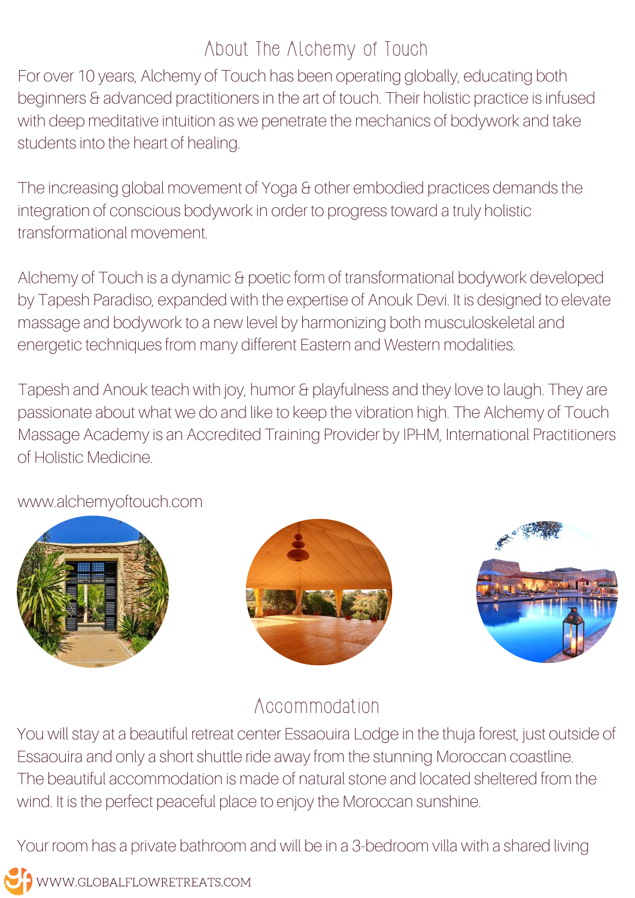## About The Alchemy of Touch

For over 10 years, Alchemy of Touch has been operating globally, educating both beginners & advanced practitioners in the art of touch. Their holistic practice is infused with deep meditative intuition as we penetrate the mechanics of bodywork and take students into the heart of healing.

The increasing global movement of Yoga & other embodied practices demands the integration of conscious bodywork in order to progress toward a truly holistic transformational movement.

Alchemy of Touch is a dynamic & poetic form of transformational bodywork developed by Tapesh Paradiso, expanded with the expertise of Anouk Devi. It is designed to elevate massage and bodywork to a new level by harmonizing both musculoskeletal and energetic techniques from many different Eastern and Western modalities.

Tapesh and Anouk teach with joy, humor & playfulness and they love to laugh. They are passionate about what we do and like to keep the vibration high. The Alchemy of Touch Massage Academy is an Accredited Training Provider by IPHM, International Practitioners of Holistic Medicine.

www.alchemyoftouch.com

## Accommodation

You will stay at a beautiful retreat center Essaouira Lodge in the thuja forest, just outside of Essaouira and only a short shuttle ride away from the stunning Moroccan coastline. The beautiful accommodation is made of natural stone and located sheltered from the wind. It is the perfect peaceful place to enjoy the Moroccan sunshine.

Your room has a private bathroom and will be in a 3-bedroom villa with a shared living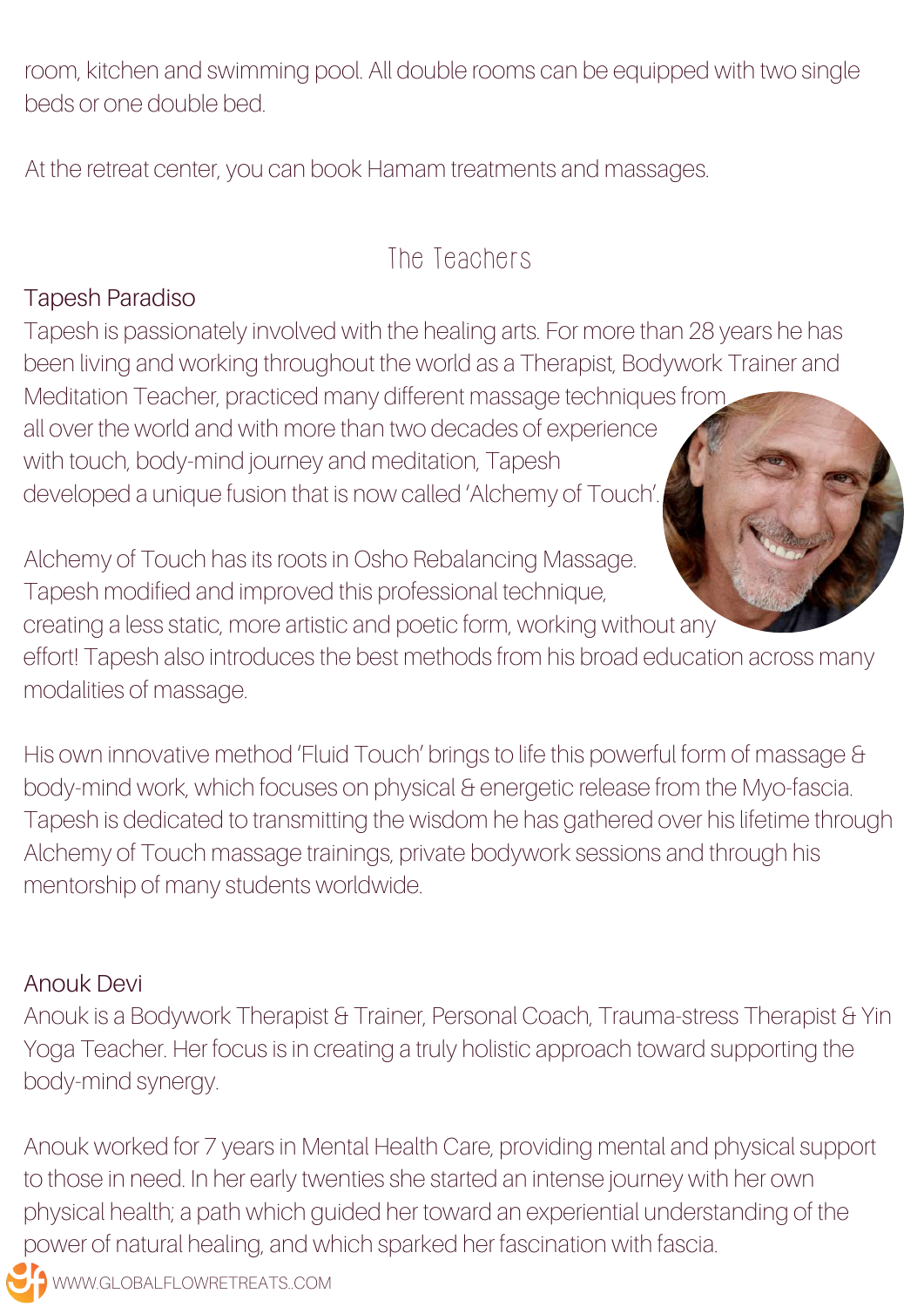room, kitchen and swimming pool. All double rooms can be equipped with two single beds or one double bed.

At the retreat center, you can book Hamam treatments and massages.

## The Teachers

### Tapesh Paradiso

Tapesh is passionately involved with the healing arts. For more than 28 years he has been living and working throughout the world as a Therapist, Bodywork Trainer and Meditation Teacher, practiced many different massage techniques from all over the world and with more than two decades of experience with touch, body-mind journey and meditation, Tapesh developed a unique fusion that is now called 'Alchemy of Touch'.

Alchemy of Touch has its roots in Osho Rebalancing Massage. Tapesh modified and improved this professional technique, creating a less static, more artistic and poetic form, working without any effort! Tapesh also introduces the best methods from his broad education across many modalities of massage.

His own innovative method 'Fluid Touch' brings to life this powerful form of massage & body-mind work, which focuses on physical & energetic release from the Myo-fascia. Tapesh is dedicated to transmitting the wisdom he has gathered over his lifetime through Alchemy of Touch massage trainings, private bodywork sessions and through his mentorship of many students worldwide.

### Anouk Devi

Anouk is a Bodywork Therapist & Trainer, Personal Coach, Trauma-stress Therapist & Yin Yoga Teacher. Her focus is in creating a truly holistic approach toward supporting the body-mind synergy.

Anouk worked for 7 years in Mental Health Care, providing mental and physical support to those in need. In her early twenties she started an intense journey with her own physical health; a path which guided her toward an experiential understanding of the power of natural healing, and which sparked her fascination with fascia.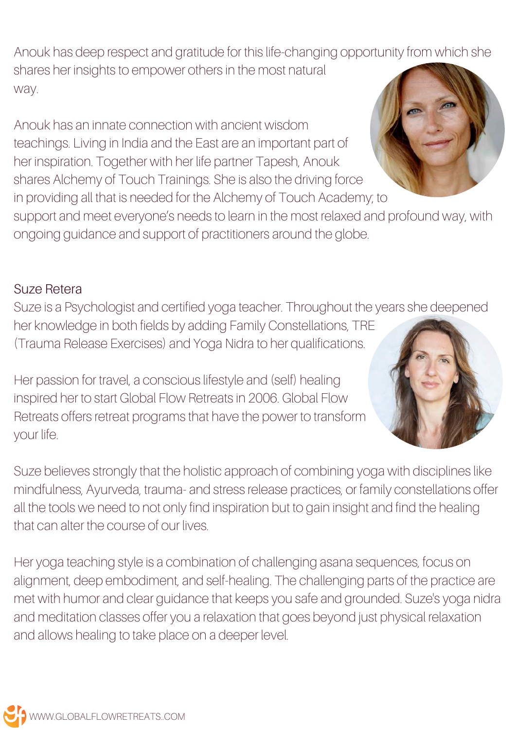Anouk has deep respect and gratitude for this life-changing opportunity from which she shares her insights to empower others in the most natural way.

Anouk has an innate connection with ancient wisdom teachings. Living in India and the East are an important part of her inspiration. Together with her life partner Tapesh, Anouk shares Alchemy of Touch Trainings. She is also the driving force in providing all that is needed for the Alchemy of Touch Academy; to support and meet everyone's needs to learn in the most relaxed and profound way, with ongoing guidance and support of practitioners around the globe.

## Suze Retera

Suze is a Psychologist and certified yoga teacher. Throughout the years she deepened her knowledge in both fields by adding Family Constellations, TRE (Trauma Release Exercises) and Yoga Nidra to her qualifications.

Her passion for travel, a conscious lifestyle and (self) healing inspired her to start Global Flow Retreats in 2006. Global Flow Retreats offers retreat programs that have the power to transform your life.

Suze believes strongly that the holistic approach of combining yoga with disciplines like mindfulness, Ayurveda, trauma- and stress release practices, or family constellations offer all the tools we need to not only find inspiration but to gain insight and find the healing that can alter the course of our lives.

Her yoga teaching style is a combination of challenging asana sequences, focus on alignment, deep embodiment, and self-healing. The challenging parts of the practice are met with humor and clear guidance that keeps you safe and grounded. Suze's yoga nidra and meditation classes offer you a relaxation that goes beyond just physical relaxation and allows healing to take place on a deeper level.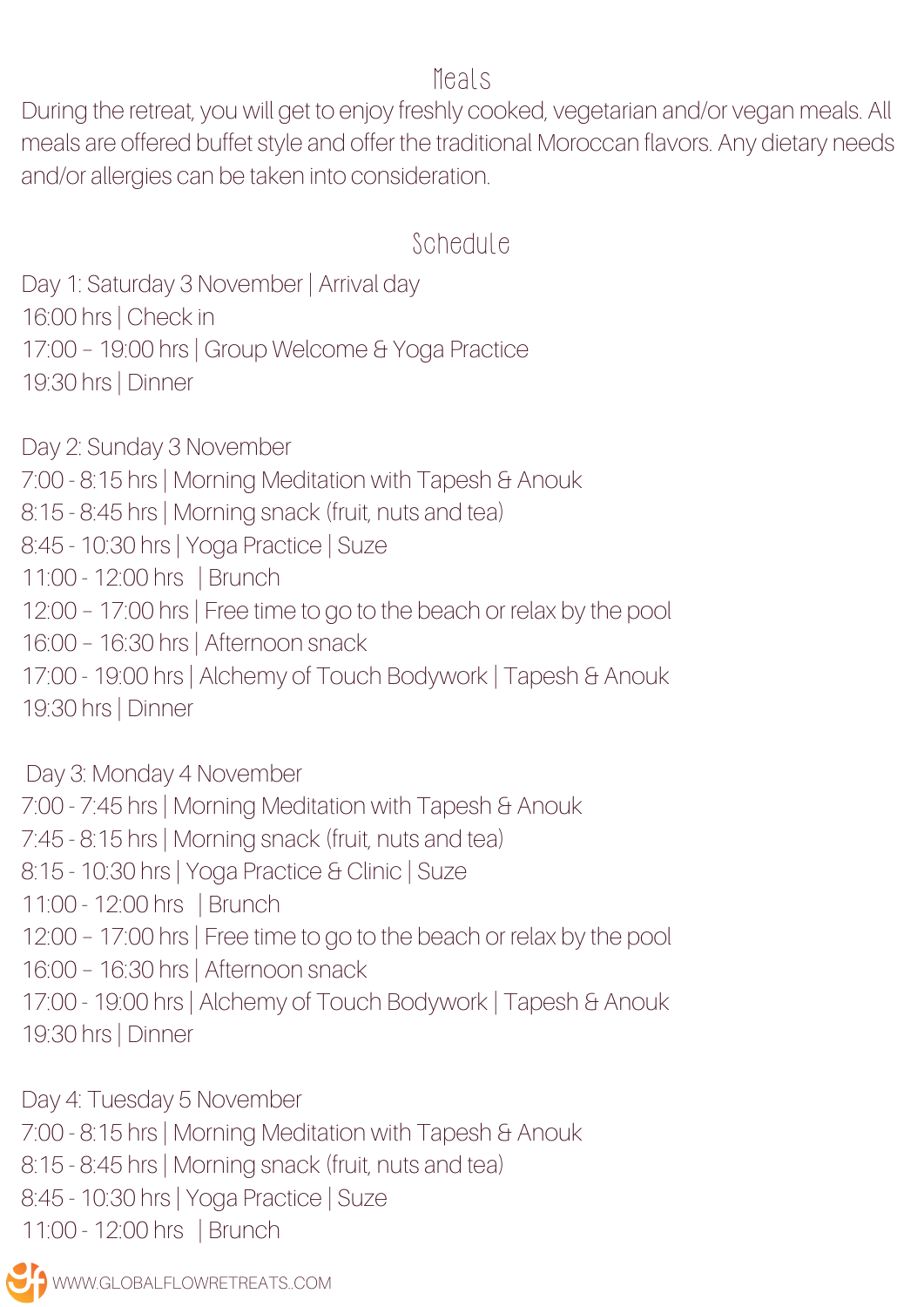## Meals

During the retreat, you will get to enjoy freshly cooked, vegetarian and/or vegan meals. All meals are offered buffet style and offer the traditional Moroccan flavors. Any dietary needs and/or allergies can be taken into consideration.

## Schedule

Day 1: Saturday 3 November | Arrival day
16:00 hrs | Check in
17:00 – 19:00 hrs | Group Welcome & Yoga Practice
19:30 hrs | Dinner

Day 2: Sunday 3 November
7:00 - 8:15 hrs | Morning Meditation with Tapesh & Anouk
8:15 - 8:45 hrs | Morning snack (fruit, nuts and tea)
8:45 - 10:30 hrs | Yoga Practice | Suze
11:00 - 12:00 hrs | Brunch
12:00 – 17:00 hrs | Free time to go to the beach or relax by the pool
16:00 – 16:30 hrs | Afternoon snack
17:00 - 19:00 hrs | Alchemy of Touch Bodywork | Tapesh & Anouk
19:30 hrs | Dinner

Day 3: Monday 4 November
7:00 - 7:45 hrs | Morning Meditation with Tapesh & Anouk
7:45 - 8:15 hrs | Morning snack (fruit, nuts and tea)
8:15 - 10:30 hrs | Yoga Practice & Clinic | Suze
11:00 - 12:00 hrs | Brunch
12:00 – 17:00 hrs | Free time to go to the beach or relax by the pool
16:00 – 16:30 hrs | Afternoon snack
17:00 - 19:00 hrs | Alchemy of Touch Bodywork | Tapesh & Anouk
19:30 hrs | Dinner

Day 4: Tuesday 5 November
7:00 - 8:15 hrs | Morning Meditation with Tapesh & Anouk
8:15 - 8:45 hrs | Morning snack (fruit, nuts and tea)
8:45 - 10:30 hrs | Yoga Practice | Suze
11:00 - 12:00 hrs | Brunch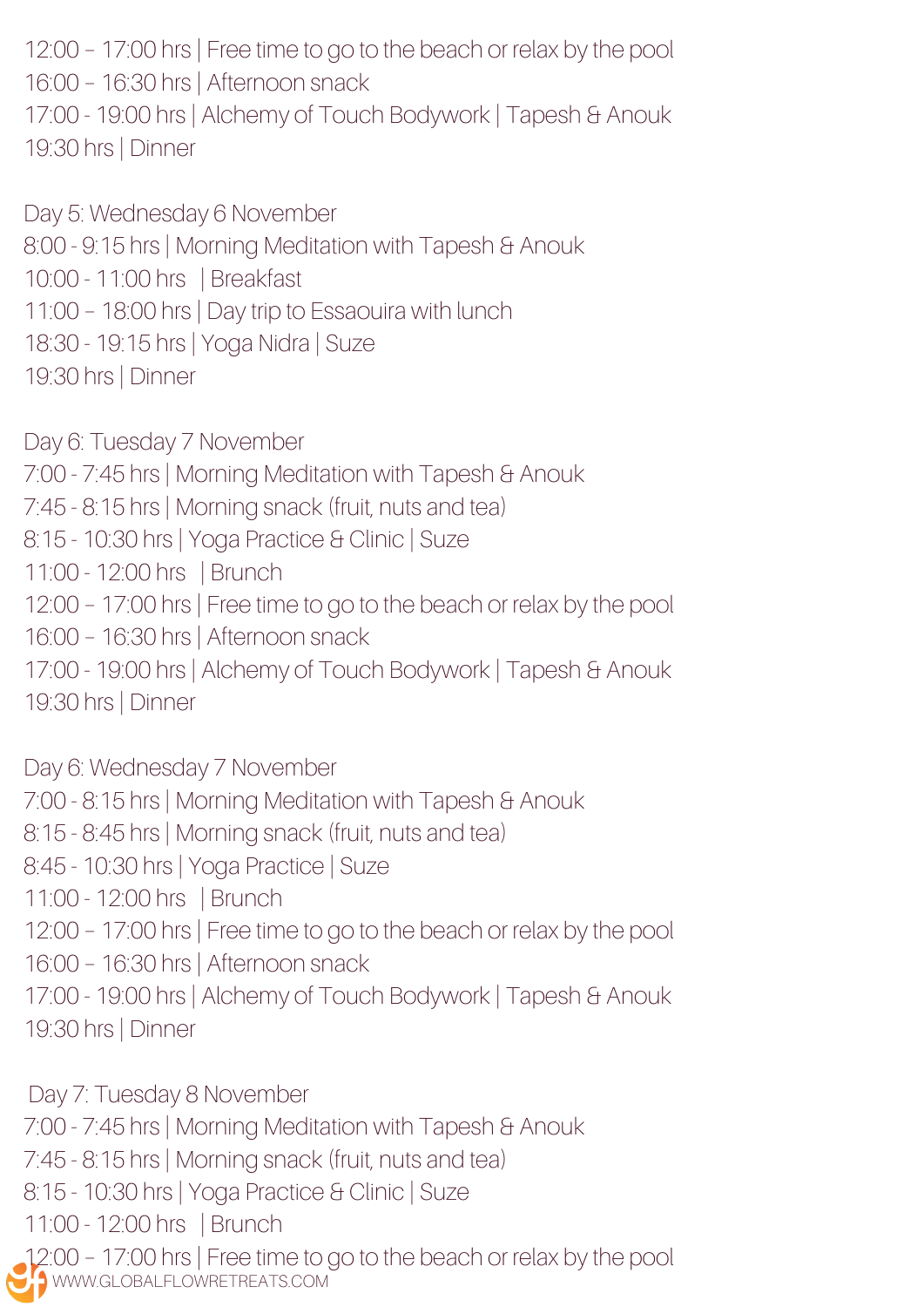12:00 – 17:00 hrs | Free time to go to the beach or relax by the pool
16:00 – 16:30 hrs | Afternoon snack
17:00 - 19:00 hrs | Alchemy of Touch Bodywork | Tapesh & Anouk
19:30 hrs | Dinner

Day 5: Wednesday 6 November
8:00 - 9:15 hrs | Morning Meditation with Tapesh & Anouk
10:00 - 11:00 hrs | Breakfast
11:00 – 18:00 hrs | Day trip to Essaouira with lunch
18:30 - 19:15 hrs | Yoga Nidra | Suze
19:30 hrs | Dinner

Day 6: Tuesday 7 November
7:00 - 7:45 hrs | Morning Meditation with Tapesh & Anouk
7:45 - 8:15 hrs | Morning snack (fruit, nuts and tea)
8:15 - 10:30 hrs | Yoga Practice & Clinic | Suze
11:00 - 12:00 hrs | Brunch
12:00 – 17:00 hrs | Free time to go to the beach or relax by the pool
16:00 – 16:30 hrs | Afternoon snack
17:00 - 19:00 hrs | Alchemy of Touch Bodywork | Tapesh & Anouk
19:30 hrs | Dinner

Day 6: Wednesday 7 November
7:00 - 8:15 hrs | Morning Meditation with Tapesh & Anouk
8:15 - 8:45 hrs | Morning snack (fruit, nuts and tea)
8:45 - 10:30 hrs | Yoga Practice | Suze
11:00 - 12:00 hrs | Brunch
12:00 – 17:00 hrs | Free time to go to the beach or relax by the pool
16:00 – 16:30 hrs | Afternoon snack
17:00 - 19:00 hrs | Alchemy of Touch Bodywork | Tapesh & Anouk
19:30 hrs | Dinner

Day 7: Tuesday 8 November
7:00 - 7:45 hrs | Morning Meditation with Tapesh & Anouk
7:45 - 8:15 hrs | Morning snack (fruit, nuts and tea)
8:15 - 10:30 hrs | Yoga Practice & Clinic | Suze
11:00 - 12:00 hrs | Brunch
12:00 – 17:00 hrs | Free time to go to the beach or relax by the pool

WWW.GLOBALFLOWRETREATS.COM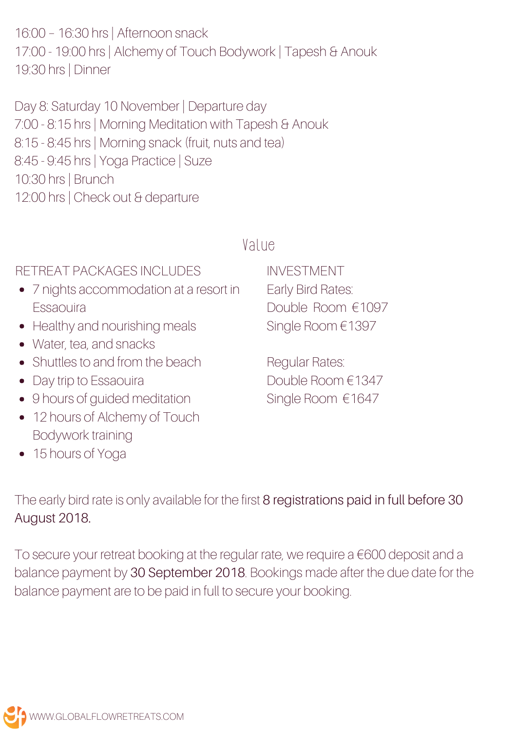16:00 – 16:30 hrs | Afternoon snack
17:00 - 19:00 hrs | Alchemy of Touch Bodywork | Tapesh & Anouk
19:30 hrs | Dinner

Day 8: Saturday 10 November | Departure day
7:00 - 8:15 hrs | Morning Meditation with Tapesh & Anouk
8:15 - 8:45 hrs | Morning snack (fruit, nuts and tea)
8:45 - 9:45 hrs | Yoga Practice | Suze
10:30 hrs | Brunch
12:00 hrs | Check out & departure

## Value

RETREAT PACKAGES INCLUDES

- 7 nights accommodation at a resort in Essaouira
- Healthy and nourishing meals
- Water, tea, and snacks
- Shuttles to and from the beach
- Day trip to Essaouira
- 9 hours of guided meditation
- 12 hours of Alchemy of Touch Bodywork training
- 15 hours of Yoga

INVESTMENT

Early Bird Rates:
Double Room €1097
Single Room €1397

Regular Rates:
Double Room €1347
Single Room €1647

The early bird rate is only available for the first **8 registrations paid in full before 30 August 2018.**

To secure your retreat booking at the regular rate, we require a €600 deposit and a balance payment by **30 September 2018**. Bookings made after the due date for the balance payment are to be paid in full to secure your booking.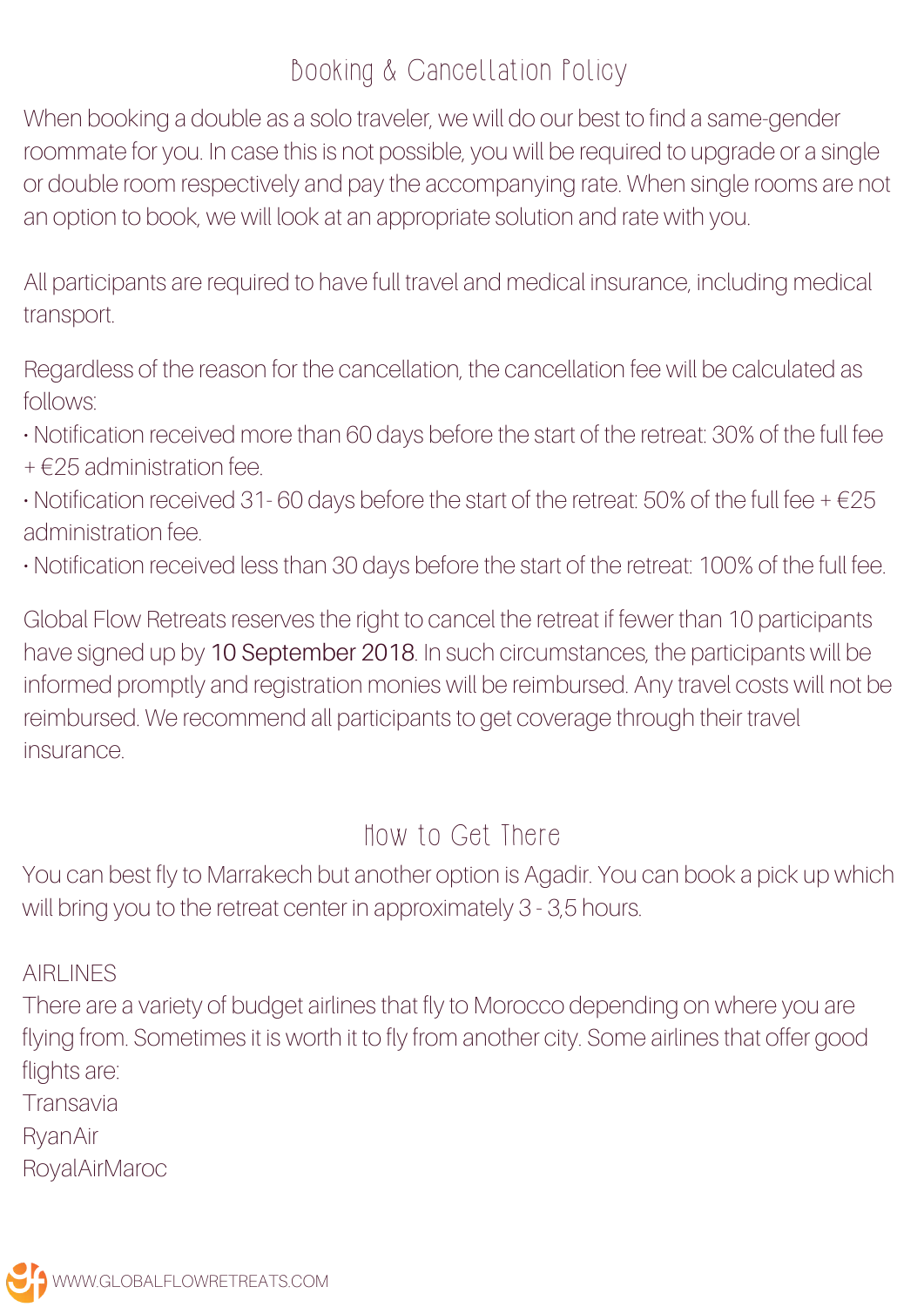## Booking & Cancellation Policy

When booking a double as a solo traveler, we will do our best to find a same-gender roommate for you. In case this is not possible, you will be required to upgrade or a single or double room respectively and pay the accompanying rate. When single rooms are not an option to book, we will look at an appropriate solution and rate with you.

All participants are required to have full travel and medical insurance, including medical transport.

Regardless of the reason for the cancellation, the cancellation fee will be calculated as follows:

- Notification received more than 60 days before the start of the retreat: 30% of the full fee + €25 administration fee.
- Notification received 31- 60 days before the start of the retreat: 50% of the full fee + €25 administration fee.
- Notification received less than 30 days before the start of the retreat: 100% of the full fee.

Global Flow Retreats reserves the right to cancel the retreat if fewer than 10 participants have signed up by 10 September 2018. In such circumstances, the participants will be informed promptly and registration monies will be reimbursed. Any travel costs will not be reimbursed. We recommend all participants to get coverage through their travel insurance.

## How to Get There

You can best fly to Marrakech but another option is Agadir. You can book a pick up which will bring you to the retreat center in approximately 3 - 3,5 hours.

AIRLINES

There are a variety of budget airlines that fly to Morocco depending on where you are flying from. Sometimes it is worth it to fly from another city. Some airlines that offer good flights are:

Transavia  
RyanAir  
RoyalAirMaroc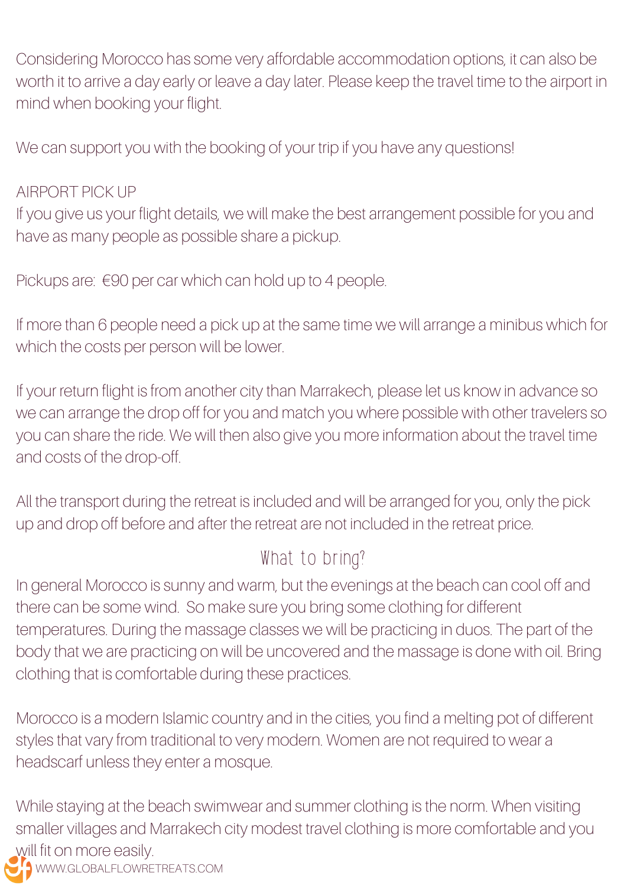Considering Morocco has some very affordable accommodation options, it can also be worth it to arrive a day early or leave a day later. Please keep the travel time to the airport in mind when booking your flight.

We can support you with the booking of your trip if you have any questions!

AIRPORT PICK UP

If you give us your flight details, we will make the best arrangement possible for you and have as many people as possible share a pickup.

Pickups are: €90 per car which can hold up to 4 people.

If more than 6 people need a pick up at the same time we will arrange a minibus which for which the costs per person will be lower.

If your return flight is from another city than Marrakech, please let us know in advance so we can arrange the drop off for you and match you where possible with other travelers so you can share the ride. We will then also give you more information about the travel time and costs of the drop-off.

All the transport during the retreat is included and will be arranged for you, only the pick up and drop off before and after the retreat are not included in the retreat price.

## What to bring?

In general Morocco is sunny and warm, but the evenings at the beach can cool off and there can be some wind. So make sure you bring some clothing for different temperatures. During the massage classes we will be practicing in duos. The part of the body that we are practicing on will be uncovered and the massage is done with oil. Bring clothing that is comfortable during these practices.

Morocco is a modern Islamic country and in the cities, you find a melting pot of different styles that vary from traditional to very modern. Women are not required to wear a headscarf unless they enter a mosque.

While staying at the beach swimwear and summer clothing is the norm. When visiting smaller villages and Marrakech city modest travel clothing is more comfortable and you will fit on more easily.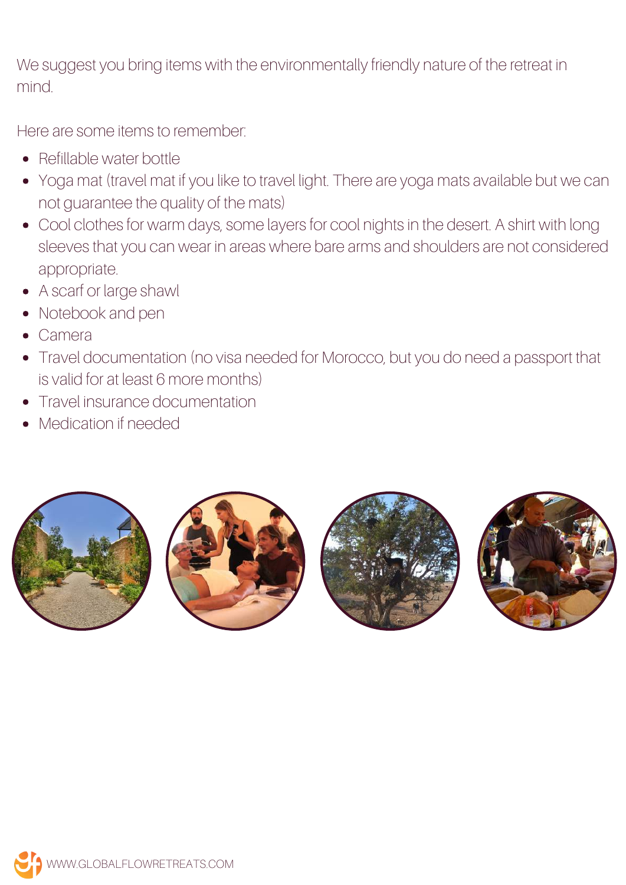We suggest you bring items with the environmentally friendly nature of the retreat in mind.

Here are some items to remember:

- Refillable water bottle
- Yoga mat (travel mat if you like to travel light. There are yoga mats available but we can not guarantee the quality of the mats)
- Cool clothes for warm days, some layers for cool nights in the desert. A shirt with long sleeves that you can wear in areas where bare arms and shoulders are not considered appropriate.
- A scarf or large shawl
- Notebook and pen
- Camera
- Travel documentation (no visa needed for Morocco, but you do need a passport that is valid for at least 6 more months)
- Travel insurance documentation
- Medication if needed